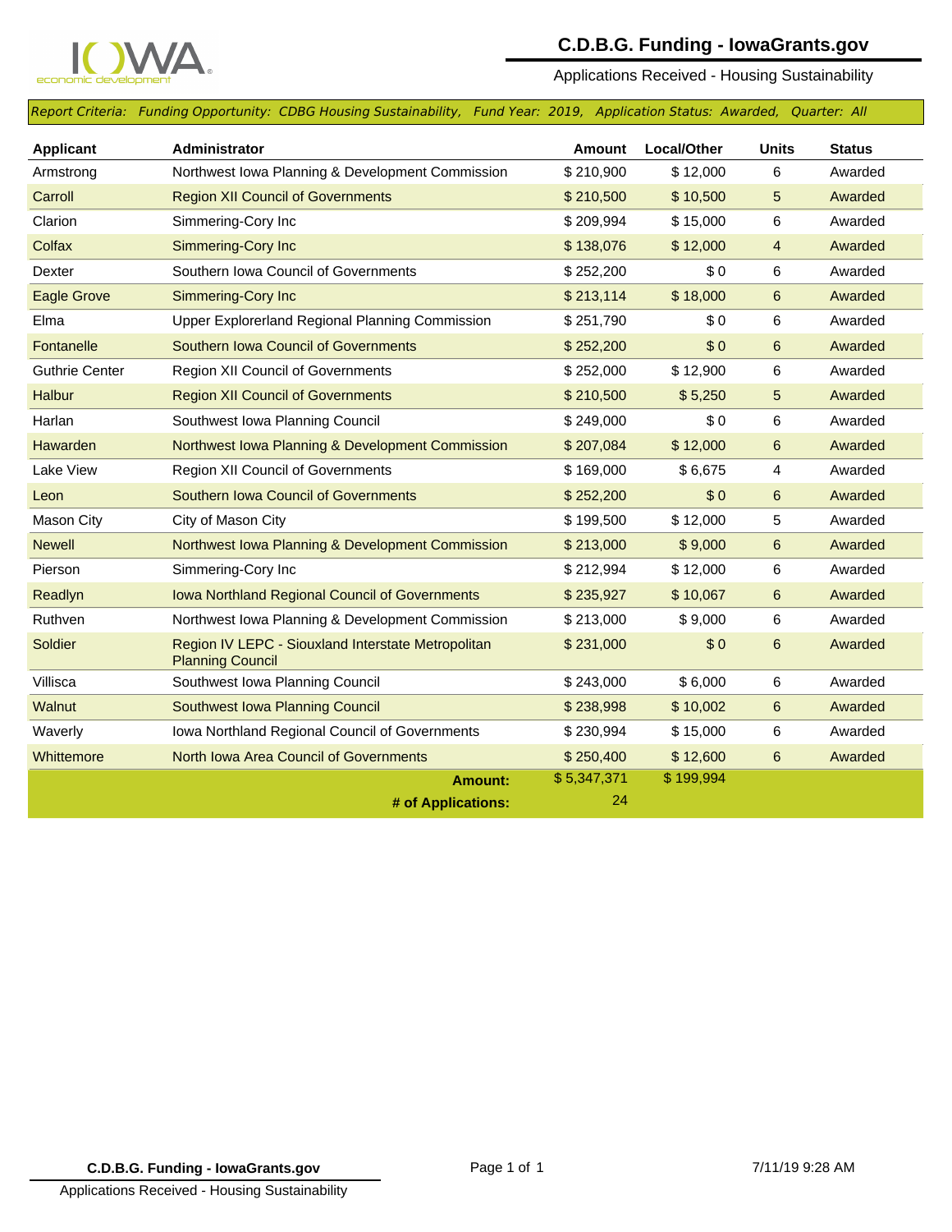# C.D.B.G. Funding - IowaGrants.gov

Applications Received - Housing Sustainability

*Report Criteria: Funding Opportunity: CDBG Housing Sustainability, Fund Year: 2019, Application Status: Awarded, Quarter: All*

| Applicant | Administrator | Amount | Local/Other | Units | Status |
|---|---|---|---|---|---|
| Armstrong | Northwest Iowa Planning & Development Commission | $ 210,900 | $ 12,000 | 6 | Awarded |
| Carroll | Region XII Council of Governments | $ 210,500 | $ 10,500 | 5 | Awarded |
| Clarion | Simmering-Cory Inc | $ 209,994 | $ 15,000 | 6 | Awarded |
| Colfax | Simmering-Cory Inc | $ 138,076 | $ 12,000 | 4 | Awarded |
| Dexter | Southern Iowa Council of Governments | $ 252,200 | $ 0 | 6 | Awarded |
| Eagle Grove | Simmering-Cory Inc | $ 213,114 | $ 18,000 | 6 | Awarded |
| Elma | Upper Explorerland Regional Planning Commission | $ 251,790 | $ 0 | 6 | Awarded |
| Fontanelle | Southern Iowa Council of Governments | $ 252,200 | $ 0 | 6 | Awarded |
| Guthrie Center | Region XII Council of Governments | $ 252,000 | $ 12,900 | 6 | Awarded |
| Halbur | Region XII Council of Governments | $ 210,500 | $ 5,250 | 5 | Awarded |
| Harlan | Southwest Iowa Planning Council | $ 249,000 | $ 0 | 6 | Awarded |
| Hawarden | Northwest Iowa Planning & Development Commission | $ 207,084 | $ 12,000 | 6 | Awarded |
| Lake View | Region XII Council of Governments | $ 169,000 | $ 6,675 | 4 | Awarded |
| Leon | Southern Iowa Council of Governments | $ 252,200 | $ 0 | 6 | Awarded |
| Mason City | City of Mason City | $ 199,500 | $ 12,000 | 5 | Awarded |
| Newell | Northwest Iowa Planning & Development Commission | $ 213,000 | $ 9,000 | 6 | Awarded |
| Pierson | Simmering-Cory Inc | $ 212,994 | $ 12,000 | 6 | Awarded |
| Readlyn | Iowa Northland Regional Council of Governments | $ 235,927 | $ 10,067 | 6 | Awarded |
| Ruthven | Northwest Iowa Planning & Development Commission | $ 213,000 | $ 9,000 | 6 | Awarded |
| Soldier | Region IV LEPC - Siouxland Interstate Metropolitan Planning Council | $ 231,000 | $ 0 | 6 | Awarded |
| Villisca | Southwest Iowa Planning Council | $ 243,000 | $ 6,000 | 6 | Awarded |
| Walnut | Southwest Iowa Planning Council | $ 238,998 | $ 10,002 | 6 | Awarded |
| Waverly | Iowa Northland Regional Council of Governments | $ 230,994 | $ 15,000 | 6 | Awarded |
| Whittemore | North Iowa Area Council of Governments | $ 250,400 | $ 12,600 | 6 | Awarded |
| | **Amount:** | $ 5,347,371 | $ 199,994 | | |
| | **# of Applications:** | 24 | | | |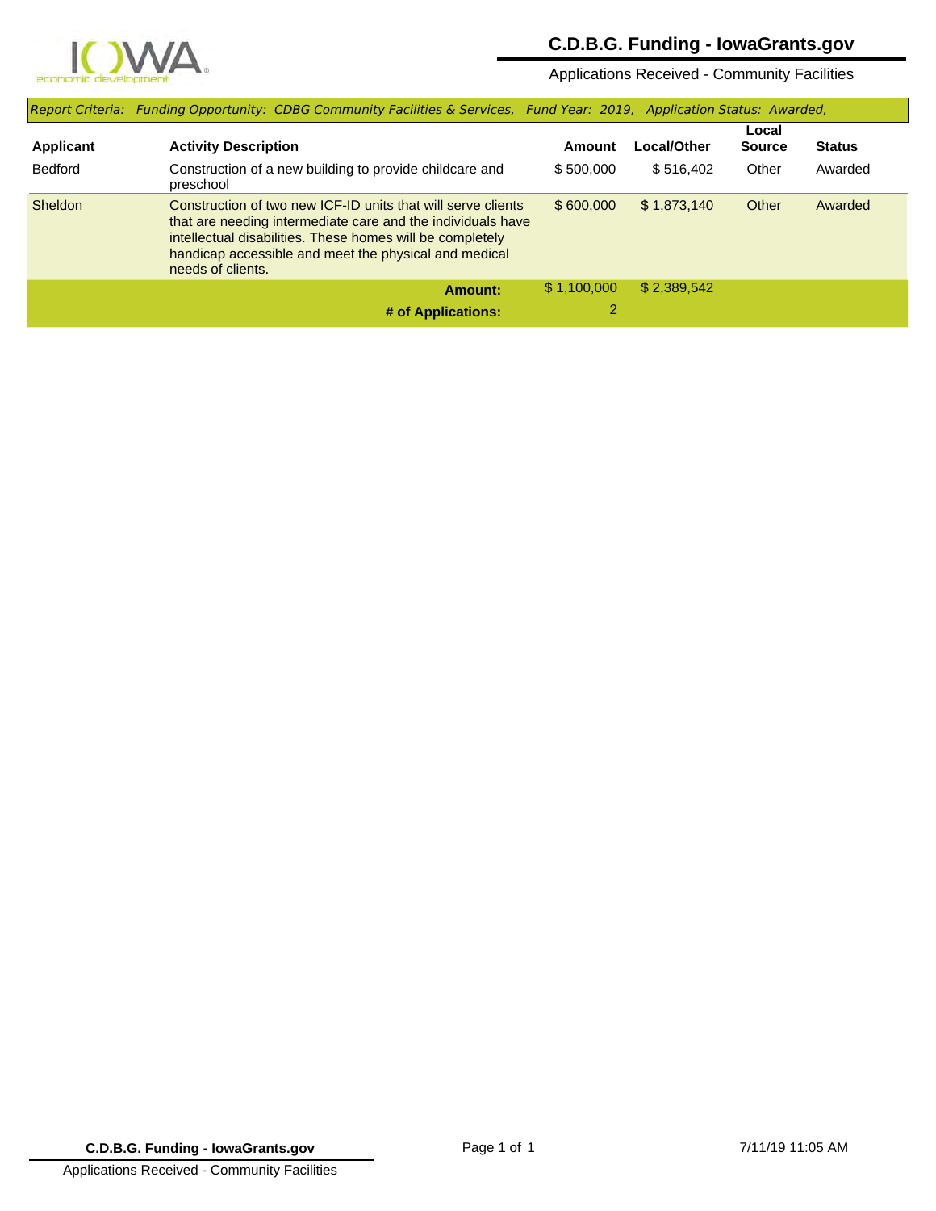# C.D.B.G. Funding - IowaGrants.gov

Applications Received - Community Facilities

*Report Criteria: Funding Opportunity: CDBG Community Facilities & Services, Fund Year: 2019, Application Status: Awarded,*

| Applicant | Activity Description | Amount | Local/Other | Local Source | Status |
|---|---|---|---|---|---|
| Bedford | Construction of a new building to provide childcare and preschool | $ 500,000 | $ 516,402 | Other | Awarded |
| Sheldon | Construction of two new ICF-ID units that will serve clients that are needing intermediate care and the individuals have intellectual disabilities. These homes will be completely handicap accessible and meet the physical and medical needs of clients. | $ 600,000 | $ 1,873,140 | Other | Awarded |
| | **Amount:** | $ 1,100,000 | $ 2,389,542 | | |
| | **# of Applications:** | 2 | | | |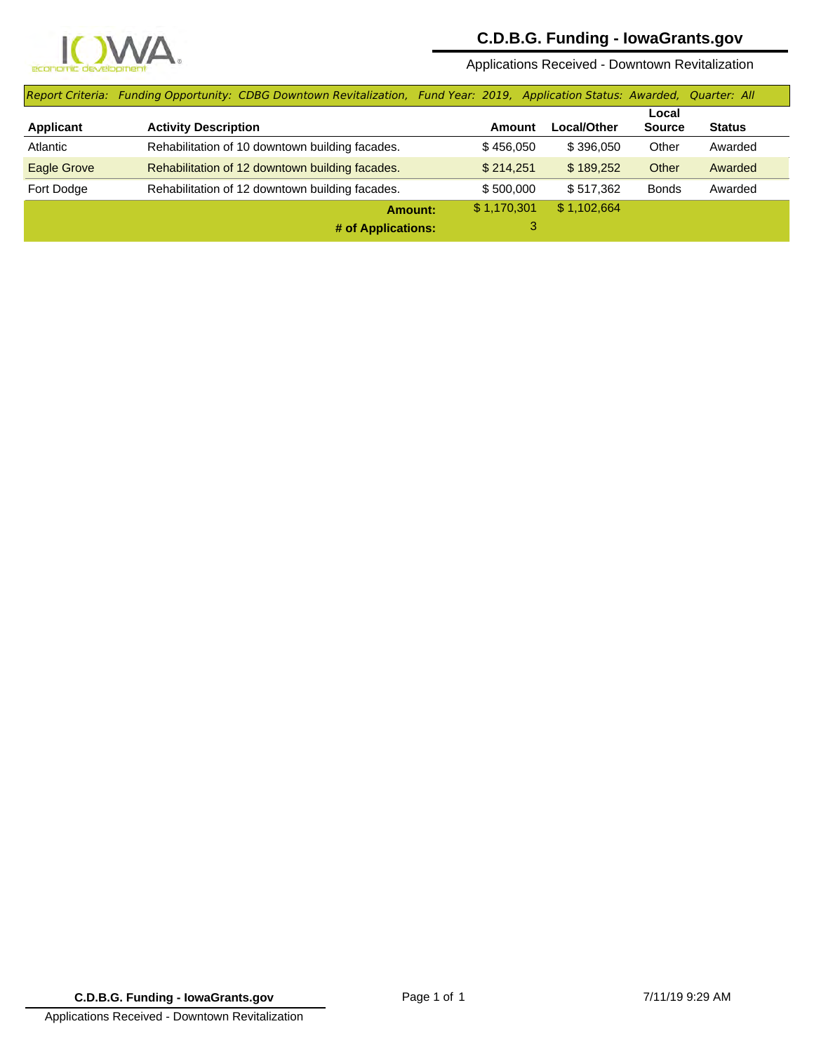# C.D.B.G. Funding - IowaGrants.gov

Applications Received - Downtown Revitalization

*Report Criteria: Funding Opportunity: CDBG Downtown Revitalization, Fund Year: 2019, Application Status: Awarded, Quarter: All*

| Applicant | Activity Description | Amount | Local/Other | Local Source | Status |
|---|---|---|---|---|---|
| Atlantic | Rehabilitation of 10 downtown building facades. | $ 456,050 | $ 396,050 | Other | Awarded |
| Eagle Grove | Rehabilitation of 12 downtown building facades. | $ 214,251 | $ 189,252 | Other | Awarded |
| Fort Dodge | Rehabilitation of 12 downtown building facades. | $ 500,000 | $ 517,362 | Bonds | Awarded |
| | **Amount:** | $ 1,170,301 | $ 1,102,664 | | |
| | **# of Applications:** | 3 | | | |

7/11/19 9:29 AM